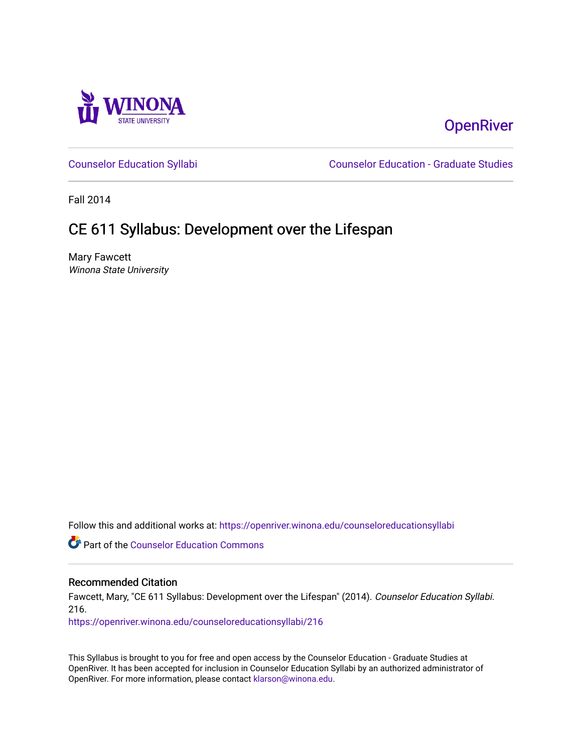WINONA STATE UNIVERSITY

OpenRiver

Counselor Education Syllabi

Counselor Education - Graduate Studies

Fall 2014

# CE 611 Syllabus: Development over the Lifespan

Mary Fawcett
*Winona State University*

Follow this and additional works at: https://openriver.winona.edu/counseloreducationsyllabi

Part of the Counselor Education Commons

## Recommended Citation

Fawcett, Mary, "CE 611 Syllabus: Development over the Lifespan" (2014). *Counselor Education Syllabi*. 216.
https://openriver.winona.edu/counseloreducationsyllabi/216

This Syllabus is brought to you for free and open access by the Counselor Education - Graduate Studies at OpenRiver. It has been accepted for inclusion in Counselor Education Syllabi by an authorized administrator of OpenRiver. For more information, please contact klarson@winona.edu.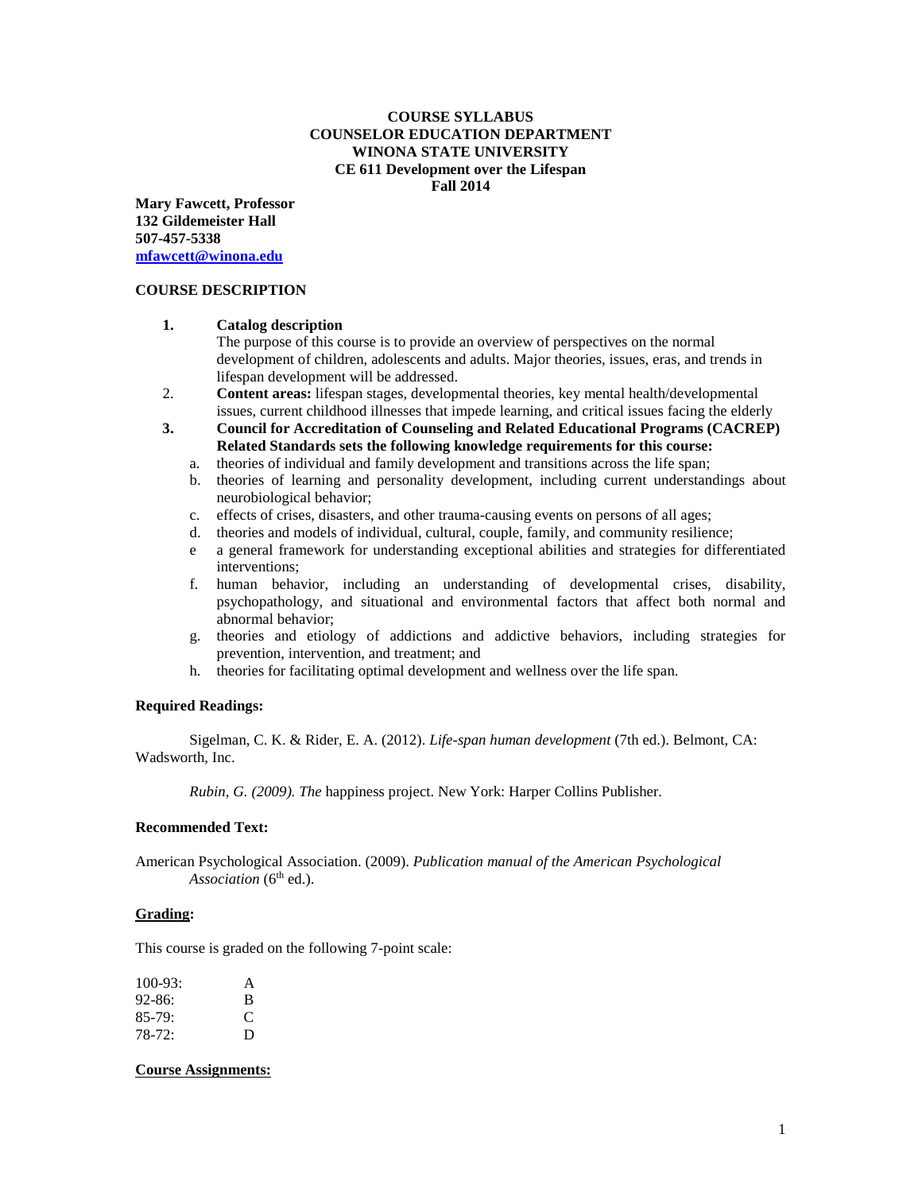**COURSE SYLLABUS**
**COUNSELOR EDUCATION DEPARTMENT**
**WINONA STATE UNIVERSITY**
**CE 611 Development over the Lifespan**
**Fall 2014**

**Mary Fawcett, Professor**
**132 Gildemeister Hall**
**507-457-5338**
**mfawcett@winona.edu**

## COURSE DESCRIPTION

1. **Catalog description**
   The purpose of this course is to provide an overview of perspectives on the normal development of children, adolescents and adults. Major theories, issues, eras, and trends in lifespan development will be addressed.
2. **Content areas:** lifespan stages, developmental theories, key mental health/developmental issues, current childhood illnesses that impede learning, and critical issues facing the elderly
3. **Council for Accreditation of Counseling and Related Educational Programs (CACREP) Related Standards sets the following knowledge requirements for this course:**
   a. theories of individual and family development and transitions across the life span;
   b. theories of learning and personality development, including current understandings about neurobiological behavior;
   c. effects of crises, disasters, and other trauma-causing events on persons of all ages;
   d. theories and models of individual, cultural, couple, family, and community resilience;
   e a general framework for understanding exceptional abilities and strategies for differentiated interventions;
   f. human behavior, including an understanding of developmental crises, disability, psychopathology, and situational and environmental factors that affect both normal and abnormal behavior;
   g. theories and etiology of addictions and addictive behaviors, including strategies for prevention, intervention, and treatment; and
   h. theories for facilitating optimal development and wellness over the life span.

### Required Readings:

Sigelman, C. K. & Rider, E. A. (2012). *Life-span human development* (7th ed.). Belmont, CA: Wadsworth, Inc.

*Rubin, G. (2009). The* happiness project. New York: Harper Collins Publisher.

### Recommended Text:

American Psychological Association. (2009). *Publication manual of the American Psychological Association* (6th ed.).

### Grading:

This course is graded on the following 7-point scale:

| | |
|---|---|
| 100-93: | A |
| 92-86: | B |
| 85-79: | C |
| 78-72: | D |

### Course Assignments: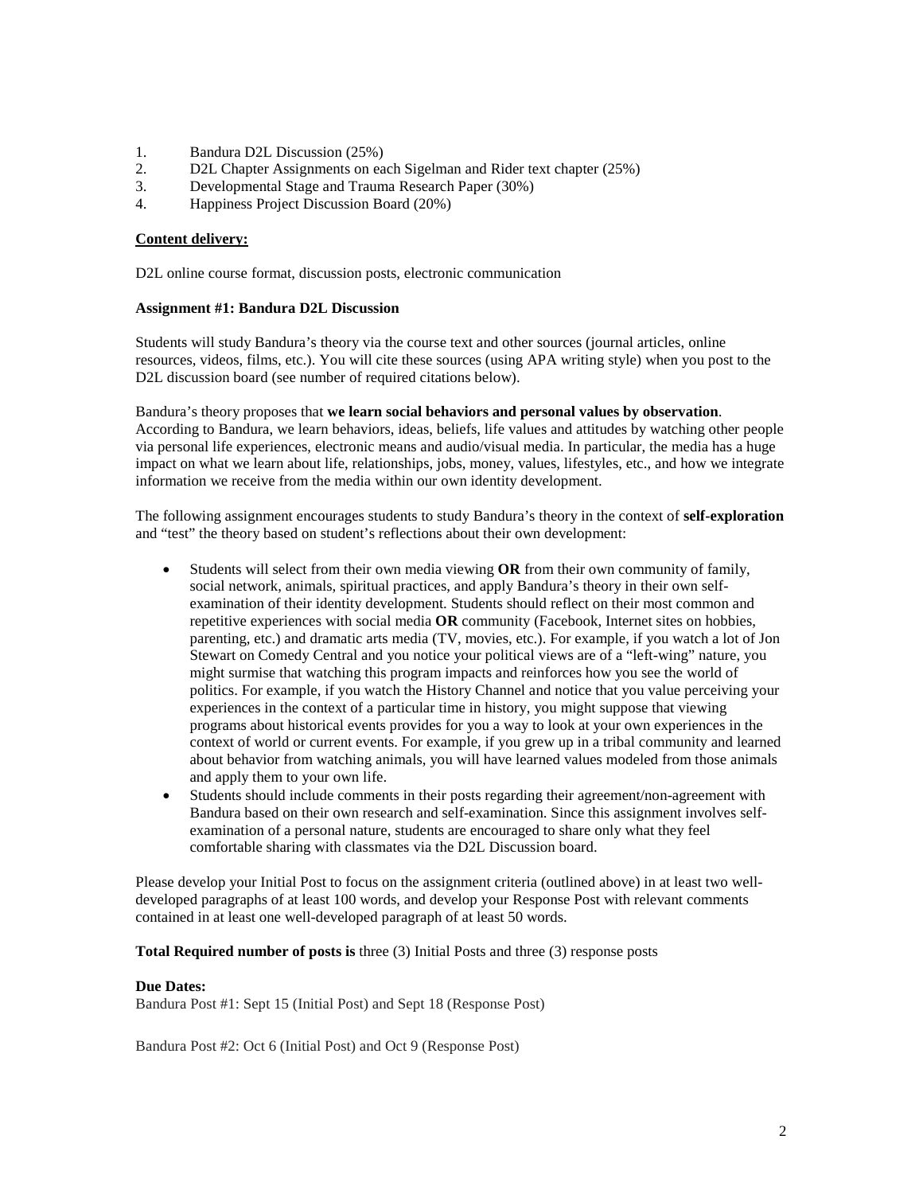1. Bandura D2L Discussion (25%)
2. D2L Chapter Assignments on each Sigelman and Rider text chapter (25%)
3. Developmental Stage and Trauma Research Paper (30%)
4. Happiness Project Discussion Board (20%)

**Content delivery:**

D2L online course format, discussion posts, electronic communication

**Assignment #1: Bandura D2L Discussion**

Students will study Bandura's theory via the course text and other sources (journal articles, online resources, videos, films, etc.). You will cite these sources (using APA writing style) when you post to the D2L discussion board (see number of required citations below).

Bandura's theory proposes that **we learn social behaviors and personal values by observation**. According to Bandura, we learn behaviors, ideas, beliefs, life values and attitudes by watching other people via personal life experiences, electronic means and audio/visual media. In particular, the media has a huge impact on what we learn about life, relationships, jobs, money, values, lifestyles, etc., and how we integrate information we receive from the media within our own identity development.

The following assignment encourages students to study Bandura's theory in the context of **self-exploration** and "test" the theory based on student's reflections about their own development:

- Students will select from their own media viewing **OR** from their own community of family, social network, animals, spiritual practices, and apply Bandura's theory in their own self-examination of their identity development. Students should reflect on their most common and repetitive experiences with social media **OR** community (Facebook, Internet sites on hobbies, parenting, etc.) and dramatic arts media (TV, movies, etc.). For example, if you watch a lot of Jon Stewart on Comedy Central and you notice your political views are of a "left-wing" nature, you might surmise that watching this program impacts and reinforces how you see the world of politics. For example, if you watch the History Channel and notice that you value perceiving your experiences in the context of a particular time in history, you might suppose that viewing programs about historical events provides for you a way to look at your own experiences in the context of world or current events. For example, if you grew up in a tribal community and learned about behavior from watching animals, you will have learned values modeled from those animals and apply them to your own life.
- Students should include comments in their posts regarding their agreement/non-agreement with Bandura based on their own research and self-examination. Since this assignment involves self-examination of a personal nature, students are encouraged to share only what they feel comfortable sharing with classmates via the D2L Discussion board.

Please develop your Initial Post to focus on the assignment criteria (outlined above) in at least two well-developed paragraphs of at least 100 words, and develop your Response Post with relevant comments contained in at least one well-developed paragraph of at least 50 words.

**Total Required number of posts is** three (3) Initial Posts and three (3) response posts

**Due Dates:**

Bandura Post #1: Sept 15 (Initial Post) and Sept 18 (Response Post)

Bandura Post #2: Oct 6 (Initial Post) and Oct 9 (Response Post)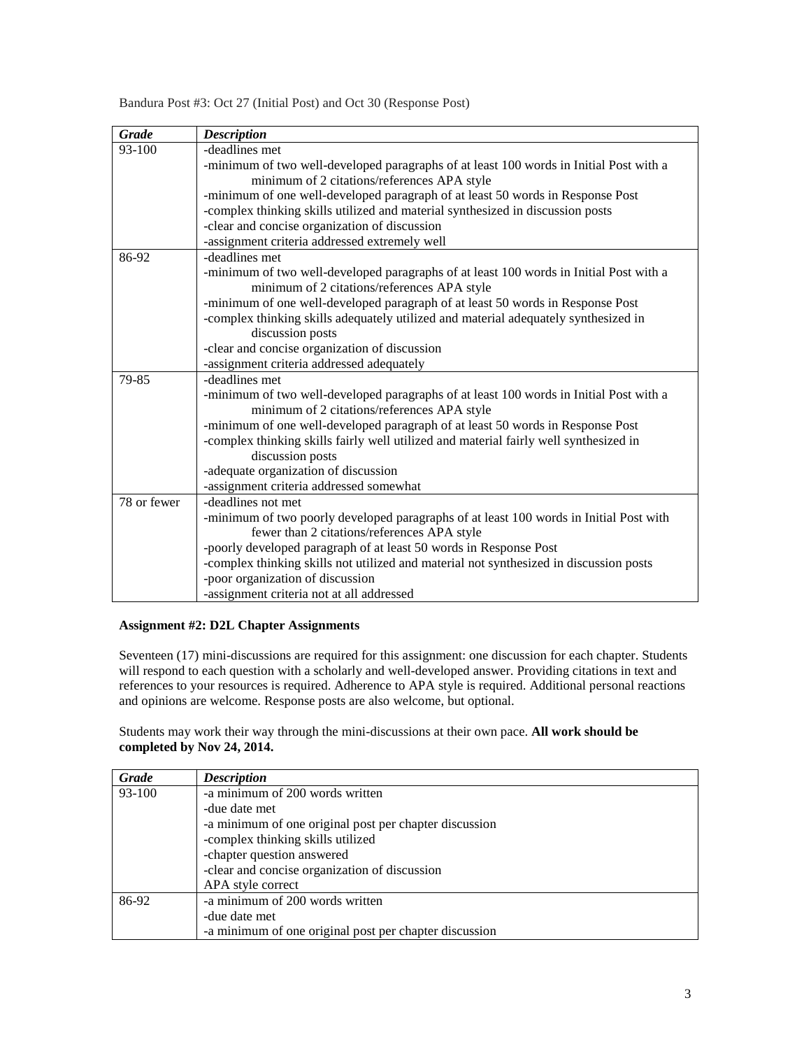Bandura Post #3: Oct 27 (Initial Post) and Oct 30 (Response Post)

| *Grade* | *Description* |
| --- | --- |
| 93-100 | -deadlines met<br>-minimum of two well-developed paragraphs of at least 100 words in Initial Post with a minimum of 2 citations/references APA style<br>-minimum of one well-developed paragraph of at least 50 words in Response Post<br>-complex thinking skills utilized and material synthesized in discussion posts<br>-clear and concise organization of discussion<br>-assignment criteria addressed extremely well |
| 86-92 | -deadlines met<br>-minimum of two well-developed paragraphs of at least 100 words in Initial Post with a minimum of 2 citations/references APA style<br>-minimum of one well-developed paragraph of at least 50 words in Response Post<br>-complex thinking skills adequately utilized and material adequately synthesized in discussion posts<br>-clear and concise organization of discussion<br>-assignment criteria addressed adequately |
| 79-85 | -deadlines met<br>-minimum of two well-developed paragraphs of at least 100 words in Initial Post with a minimum of 2 citations/references APA style<br>-minimum of one well-developed paragraph of at least 50 words in Response Post<br>-complex thinking skills fairly well utilized and material fairly well synthesized in discussion posts<br>-adequate organization of discussion<br>-assignment criteria addressed somewhat |
| 78 or fewer | -deadlines not met<br>-minimum of two poorly developed paragraphs of at least 100 words in Initial Post with fewer than 2 citations/references APA style<br>-poorly developed paragraph of at least 50 words in Response Post<br>-complex thinking skills not utilized and material not synthesized in discussion posts<br>-poor organization of discussion<br>-assignment criteria not at all addressed |

**Assignment #2: D2L Chapter Assignments**

Seventeen (17) mini-discussions are required for this assignment: one discussion for each chapter. Students will respond to each question with a scholarly and well-developed answer. Providing citations in text and references to your resources is required. Adherence to APA style is required. Additional personal reactions and opinions are welcome. Response posts are also welcome, but optional.

Students may work their way through the mini-discussions at their own pace. **All work should be completed by Nov 24, 2014.**

| *Grade* | *Description* |
| --- | --- |
| 93-100 | -a minimum of 200 words written<br>-due date met<br>-a minimum of one original post per chapter discussion<br>-complex thinking skills utilized<br>-chapter question answered<br>-clear and concise organization of discussion<br>APA style correct |
| 86-92 | -a minimum of 200 words written<br>-due date met<br>-a minimum of one original post per chapter discussion |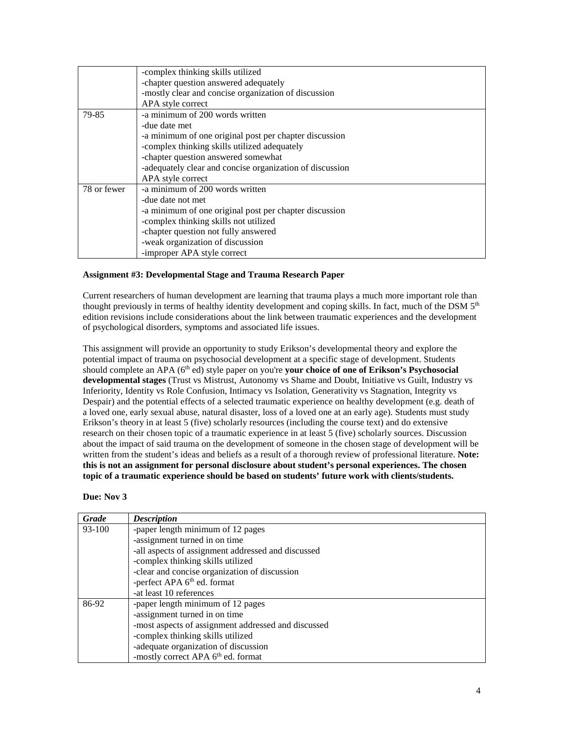| | |
|---|---|
| | -complex thinking skills utilized<br>-chapter question answered adequately<br>-mostly clear and concise organization of discussion<br>APA style correct |
| 79-85 | -a minimum of 200 words written<br>-due date met<br>-a minimum of one original post per chapter discussion<br>-complex thinking skills utilized adequately<br>-chapter question answered somewhat<br>-adequately clear and concise organization of discussion<br>APA style correct |
| 78 or fewer | -a minimum of 200 words written<br>-due date not met<br>-a minimum of one original post per chapter discussion<br>-complex thinking skills not utilized<br>-chapter question not fully answered<br>-weak organization of discussion<br>-improper APA style correct |

**Assignment #3: Developmental Stage and Trauma Research Paper**

Current researchers of human development are learning that trauma plays a much more important role than thought previously in terms of healthy identity development and coping skills. In fact, much of the DSM 5th edition revisions include considerations about the link between traumatic experiences and the development of psychological disorders, symptoms and associated life issues.

This assignment will provide an opportunity to study Erikson's developmental theory and explore the potential impact of trauma on psychosocial development at a specific stage of development. Students should complete an APA (6th ed) style paper on you're **your choice of one of Erikson's Psychosocial developmental stages** (Trust vs Mistrust, Autonomy vs Shame and Doubt, Initiative vs Guilt, Industry vs Inferiority, Identity vs Role Confusion, Intimacy vs Isolation, Generativity vs Stagnation, Integrity vs Despair) and the potential effects of a selected traumatic experience on healthy development (e.g. death of a loved one, early sexual abuse, natural disaster, loss of a loved one at an early age). Students must study Erikson's theory in at least 5 (five) scholarly resources (including the course text) and do extensive research on their chosen topic of a traumatic experience in at least 5 (five) scholarly sources. Discussion about the impact of said trauma on the development of someone in the chosen stage of development will be written from the student's ideas and beliefs as a result of a thorough review of professional literature. **Note: this is not an assignment for personal disclosure about student's personal experiences. The chosen topic of a traumatic experience should be based on students' future work with clients/students.**

**Due: Nov 3**

| *Grade* | *Description* |
|---|---|
| 93-100 | -paper length minimum of 12 pages<br>-assignment turned in on time<br>-all aspects of assignment addressed and discussed<br>-complex thinking skills utilized<br>-clear and concise organization of discussion<br>-perfect APA 6th ed. format<br>-at least 10 references |
| 86-92 | -paper length minimum of 12 pages<br>-assignment turned in on time<br>-most aspects of assignment addressed and discussed<br>-complex thinking skills utilized<br>-adequate organization of discussion<br>-mostly correct APA 6th ed. format |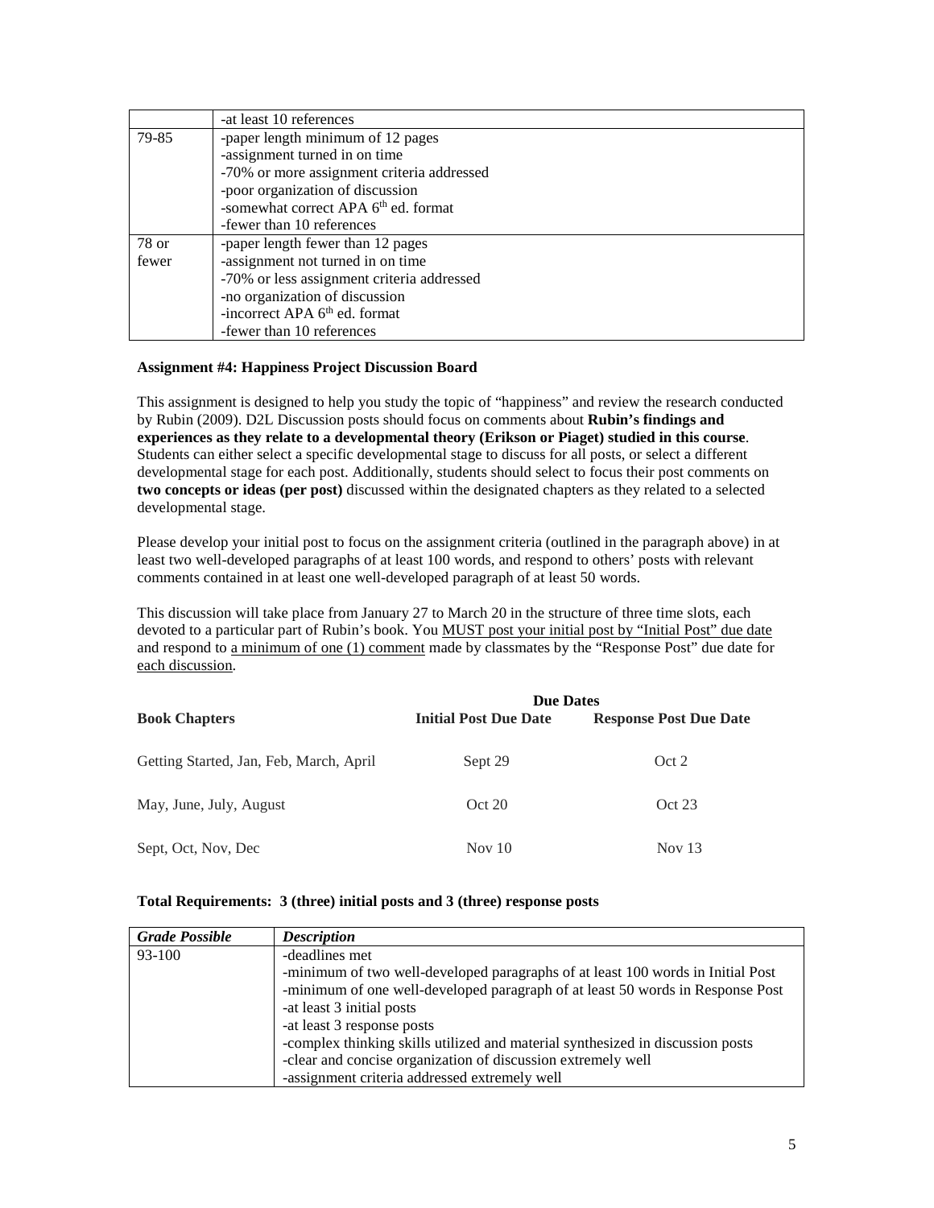| | |
|---|---|
| | -at least 10 references |
| 79-85 | -paper length minimum of 12 pages<br>-assignment turned in on time<br>-70% or more assignment criteria addressed<br>-poor organization of discussion<br>-somewhat correct APA 6th ed. format<br>-fewer than 10 references |
| 78 or fewer | -paper length fewer than 12 pages<br>-assignment not turned in on time<br>-70% or less assignment criteria addressed<br>-no organization of discussion<br>-incorrect APA 6th ed. format<br>-fewer than 10 references |

**Assignment #4: Happiness Project Discussion Board**

This assignment is designed to help you study the topic of "happiness" and review the research conducted by Rubin (2009). D2L Discussion posts should focus on comments about **Rubin's findings and experiences as they relate to a developmental theory (Erikson or Piaget) studied in this course**. Students can either select a specific developmental stage to discuss for all posts, or select a different developmental stage for each post. Additionally, students should select to focus their post comments on **two concepts or ideas (per post)** discussed within the designated chapters as they related to a selected developmental stage.

Please develop your initial post to focus on the assignment criteria (outlined in the paragraph above) in at least two well-developed paragraphs of at least 100 words, and respond to others' posts with relevant comments contained in at least one well-developed paragraph of at least 50 words.

This discussion will take place from January 27 to March 20 in the structure of three time slots, each devoted to a particular part of Rubin's book. You MUST post your initial post by "Initial Post" due date and respond to a minimum of one (1) comment made by classmates by the "Response Post" due date for each discussion.

| | Due Dates | |
|---|---|---|
| **Book Chapters** | **Initial Post Due Date** | **Response Post Due Date** |
| Getting Started, Jan, Feb, March, April | Sept 29 | Oct 2 |
| May, June, July, August | Oct 20 | Oct 23 |
| Sept, Oct, Nov, Dec | Nov 10 | Nov 13 |

**Total Requirements: 3 (three) initial posts and 3 (three) response posts**

| *Grade Possible* | *Description* |
|---|---|
| 93-100 | -deadlines met<br>-minimum of two well-developed paragraphs of at least 100 words in Initial Post<br>-minimum of one well-developed paragraph of at least 50 words in Response Post<br>-at least 3 initial posts<br>-at least 3 response posts<br>-complex thinking skills utilized and material synthesized in discussion posts<br>-clear and concise organization of discussion extremely well<br>-assignment criteria addressed extremely well |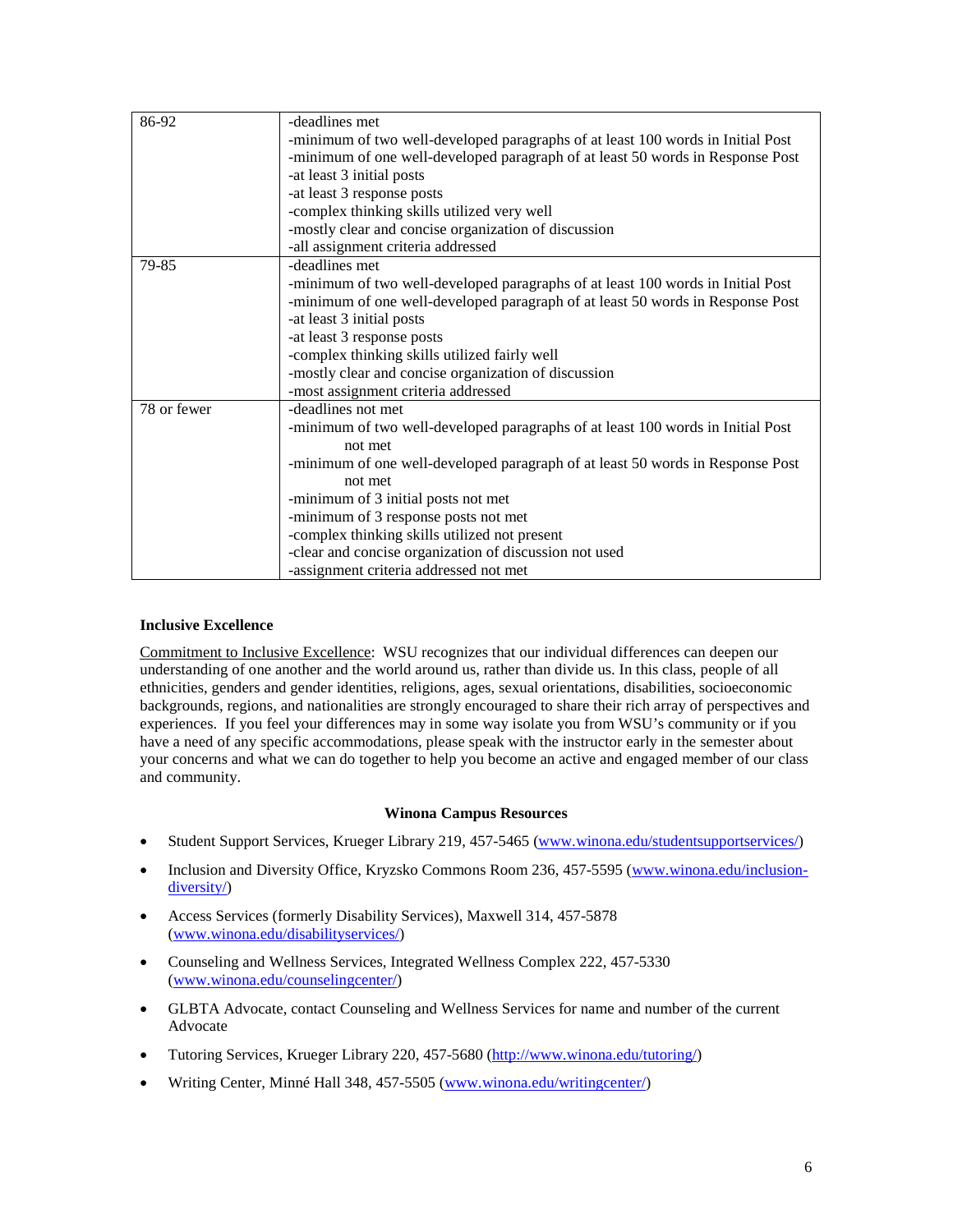| | |
|---|---|
| 86-92 | -deadlines met<br>-minimum of two well-developed paragraphs of at least 100 words in Initial Post<br>-minimum of one well-developed paragraph of at least 50 words in Response Post<br>-at least 3 initial posts<br>-at least 3 response posts<br>-complex thinking skills utilized very well<br>-mostly clear and concise organization of discussion<br>-all assignment criteria addressed |
| 79-85 | -deadlines met<br>-minimum of two well-developed paragraphs of at least 100 words in Initial Post<br>-minimum of one well-developed paragraph of at least 50 words in Response Post<br>-at least 3 initial posts<br>-at least 3 response posts<br>-complex thinking skills utilized fairly well<br>-mostly clear and concise organization of discussion<br>-most assignment criteria addressed |
| 78 or fewer | -deadlines not met<br>-minimum of two well-developed paragraphs of at least 100 words in Initial Post not met<br>-minimum of one well-developed paragraph of at least 50 words in Response Post not met<br>-minimum of 3 initial posts not met<br>-minimum of 3 response posts not met<br>-complex thinking skills utilized not present<br>-clear and concise organization of discussion not used<br>-assignment criteria addressed not met |

**Inclusive Excellence**

Commitment to Inclusive Excellence: WSU recognizes that our individual differences can deepen our understanding of one another and the world around us, rather than divide us. In this class, people of all ethnicities, genders and gender identities, religions, ages, sexual orientations, disabilities, socioeconomic backgrounds, regions, and nationalities are strongly encouraged to share their rich array of perspectives and experiences. If you feel your differences may in some way isolate you from WSU's community or if you have a need of any specific accommodations, please speak with the instructor early in the semester about your concerns and what we can do together to help you become an active and engaged member of our class and community.

**Winona Campus Resources**

- Student Support Services, Krueger Library 219, 457-5465 (www.winona.edu/studentsupportservices/)
- Inclusion and Diversity Office, Kryzsko Commons Room 236, 457-5595 (www.winona.edu/inclusion-diversity/)
- Access Services (formerly Disability Services), Maxwell 314, 457-5878 (www.winona.edu/disabilityservices/)
- Counseling and Wellness Services, Integrated Wellness Complex 222, 457-5330 (www.winona.edu/counselingcenter/)
- GLBTA Advocate, contact Counseling and Wellness Services for name and number of the current Advocate
- Tutoring Services, Krueger Library 220, 457-5680 (http://www.winona.edu/tutoring/)
- Writing Center, Minné Hall 348, 457-5505 (www.winona.edu/writingcenter/)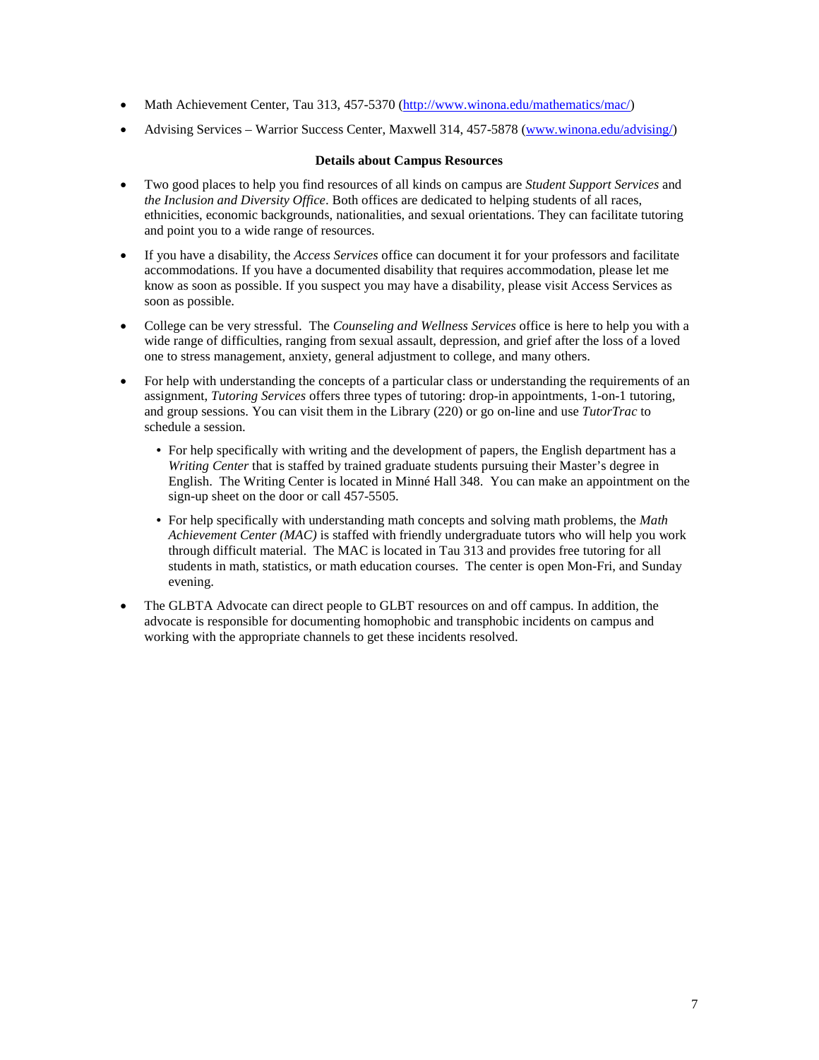- Math Achievement Center, Tau 313, 457-5370 (http://www.winona.edu/mathematics/mac/)
- Advising Services – Warrior Success Center, Maxwell 314, 457-5878 (www.winona.edu/advising/)

**Details about Campus Resources**

- Two good places to help you find resources of all kinds on campus are *Student Support Services* and *the Inclusion and Diversity Office*. Both offices are dedicated to helping students of all races, ethnicities, economic backgrounds, nationalities, and sexual orientations. They can facilitate tutoring and point you to a wide range of resources.
- If you have a disability, the *Access Services* office can document it for your professors and facilitate accommodations. If you have a documented disability that requires accommodation, please let me know as soon as possible. If you suspect you may have a disability, please visit Access Services as soon as possible.
- College can be very stressful. The *Counseling and Wellness Services* office is here to help you with a wide range of difficulties, ranging from sexual assault, depression, and grief after the loss of a loved one to stress management, anxiety, general adjustment to college, and many others.
- For help with understanding the concepts of a particular class or understanding the requirements of an assignment, *Tutoring Services* offers three types of tutoring: drop-in appointments, 1-on-1 tutoring, and group sessions. You can visit them in the Library (220) or go on-line and use *TutorTrac* to schedule a session.
    - For help specifically with writing and the development of papers, the English department has a *Writing Center* that is staffed by trained graduate students pursuing their Master's degree in English. The Writing Center is located in Minné Hall 348. You can make an appointment on the sign-up sheet on the door or call 457-5505.
    - For help specifically with understanding math concepts and solving math problems, the *Math Achievement Center (MAC)* is staffed with friendly undergraduate tutors who will help you work through difficult material. The MAC is located in Tau 313 and provides free tutoring for all students in math, statistics, or math education courses. The center is open Mon-Fri, and Sunday evening.
- The GLBTA Advocate can direct people to GLBT resources on and off campus. In addition, the advocate is responsible for documenting homophobic and transphobic incidents on campus and working with the appropriate channels to get these incidents resolved.